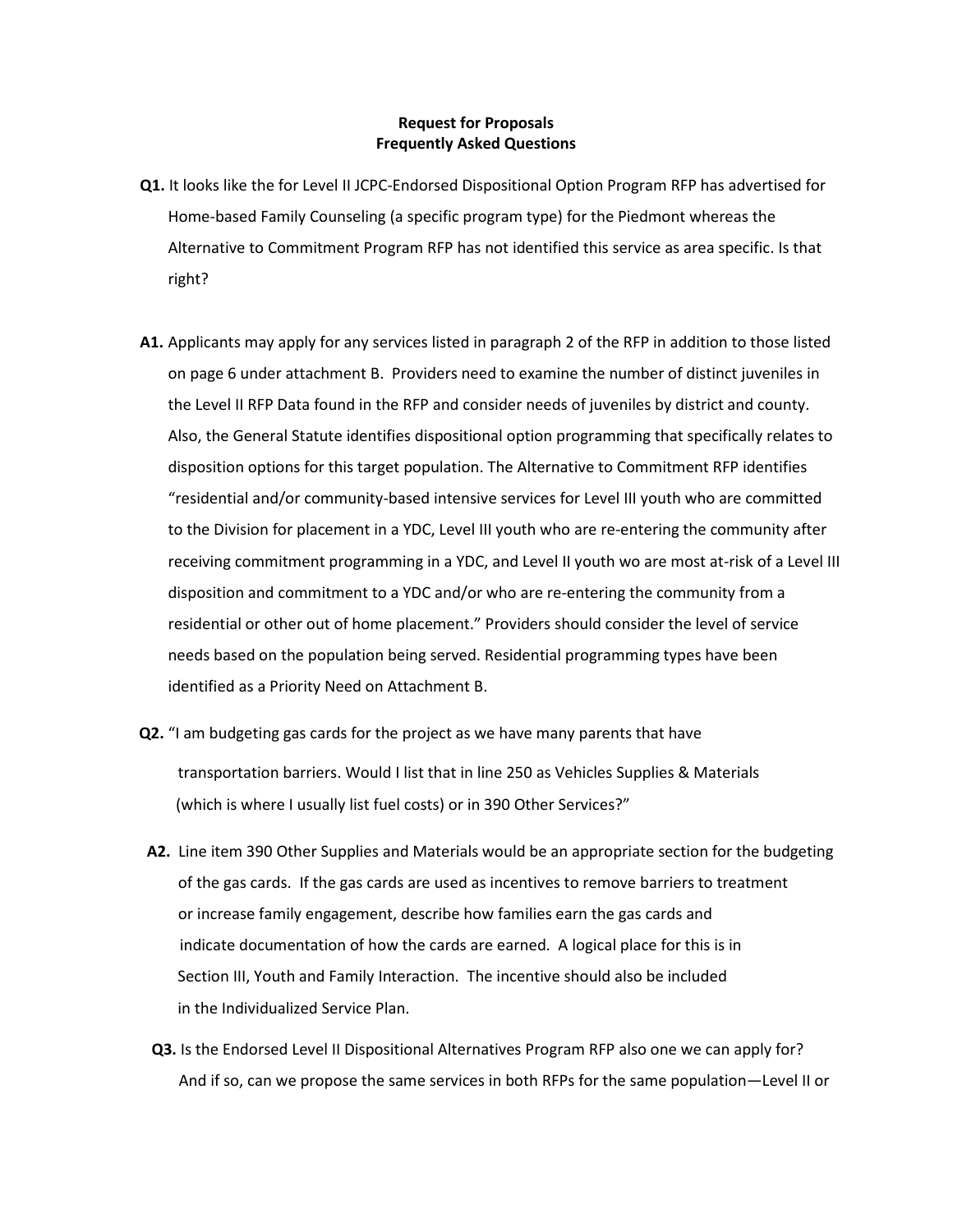**Request for Proposals**
**Frequently Asked Questions**

**Q1.** It looks like the for Level II JCPC-Endorsed Dispositional Option Program RFP has advertised for Home-based Family Counseling (a specific program type) for the Piedmont whereas the Alternative to Commitment Program RFP has not identified this service as area specific. Is that right?

**A1.** Applicants may apply for any services listed in paragraph 2 of the RFP in addition to those listed on page 6 under attachment B. Providers need to examine the number of distinct juveniles in the Level II RFP Data found in the RFP and consider needs of juveniles by district and county. Also, the General Statute identifies dispositional option programming that specifically relates to disposition options for this target population. The Alternative to Commitment RFP identifies "residential and/or community-based intensive services for Level III youth who are committed to the Division for placement in a YDC, Level III youth who are re-entering the community after receiving commitment programming in a YDC, and Level II youth wo are most at-risk of a Level III disposition and commitment to a YDC and/or who are re-entering the community from a residential or other out of home placement." Providers should consider the level of service needs based on the population being served. Residential programming types have been identified as a Priority Need on Attachment B.

**Q2.** "I am budgeting gas cards for the project as we have many parents that have transportation barriers. Would I list that in line 250 as Vehicles Supplies & Materials (which is where I usually list fuel costs) or in 390 Other Services?"

**A2.** Line item 390 Other Supplies and Materials would be an appropriate section for the budgeting of the gas cards. If the gas cards are used as incentives to remove barriers to treatment or increase family engagement, describe how families earn the gas cards and indicate documentation of how the cards are earned. A logical place for this is in Section III, Youth and Family Interaction. The incentive should also be included in the Individualized Service Plan.

**Q3.** Is the Endorsed Level II Dispositional Alternatives Program RFP also one we can apply for? And if so, can we propose the same services in both RFPs for the same population—Level II or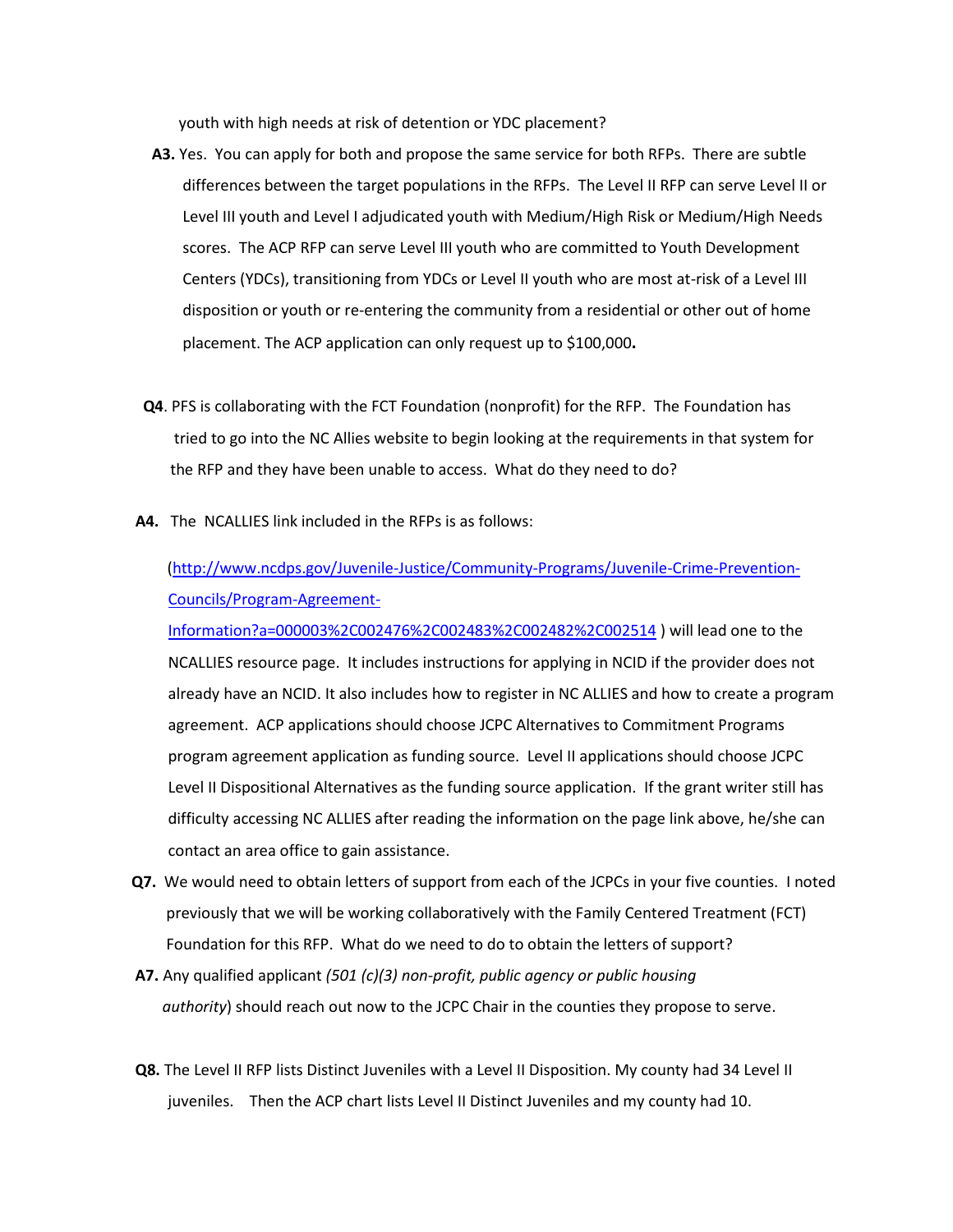youth with high needs at risk of detention or YDC placement?

**A3.** Yes. You can apply for both and propose the same service for both RFPs. There are subtle differences between the target populations in the RFPs. The Level II RFP can serve Level II or Level III youth and Level I adjudicated youth with Medium/High Risk or Medium/High Needs scores. The ACP RFP can serve Level III youth who are committed to Youth Development Centers (YDCs), transitioning from YDCs or Level II youth who are most at-risk of a Level III disposition or youth or re-entering the community from a residential or other out of home placement. The ACP application can only request up to $100,000**.**

**Q4**. PFS is collaborating with the FCT Foundation (nonprofit) for the RFP. The Foundation has tried to go into the NC Allies website to begin looking at the requirements in that system for the RFP and they have been unable to access. What do they need to do?

**A4.** The NCALLIES link included in the RFPs is as follows:

(http://www.ncdps.gov/Juvenile-Justice/Community-Programs/Juvenile-Crime-Prevention-Councils/Program-Agreement-Information?a=000003%2C002476%2C002483%2C002482%2C002514 ) will lead one to the NCALLIES resource page. It includes instructions for applying in NCID if the provider does not already have an NCID. It also includes how to register in NC ALLIES and how to create a program agreement. ACP applications should choose JCPC Alternatives to Commitment Programs program agreement application as funding source. Level II applications should choose JCPC Level II Dispositional Alternatives as the funding source application. If the grant writer still has difficulty accessing NC ALLIES after reading the information on the page link above, he/she can contact an area office to gain assistance.

**Q7.** We would need to obtain letters of support from each of the JCPCs in your five counties. I noted previously that we will be working collaboratively with the Family Centered Treatment (FCT) Foundation for this RFP. What do we need to do to obtain the letters of support?

**A7.** Any qualified applicant *(501 (c)(3) non-profit, public agency or public housing authority*) should reach out now to the JCPC Chair in the counties they propose to serve.

**Q8.** The Level II RFP lists Distinct Juveniles with a Level II Disposition. My county had 34 Level II juveniles. Then the ACP chart lists Level II Distinct Juveniles and my county had 10.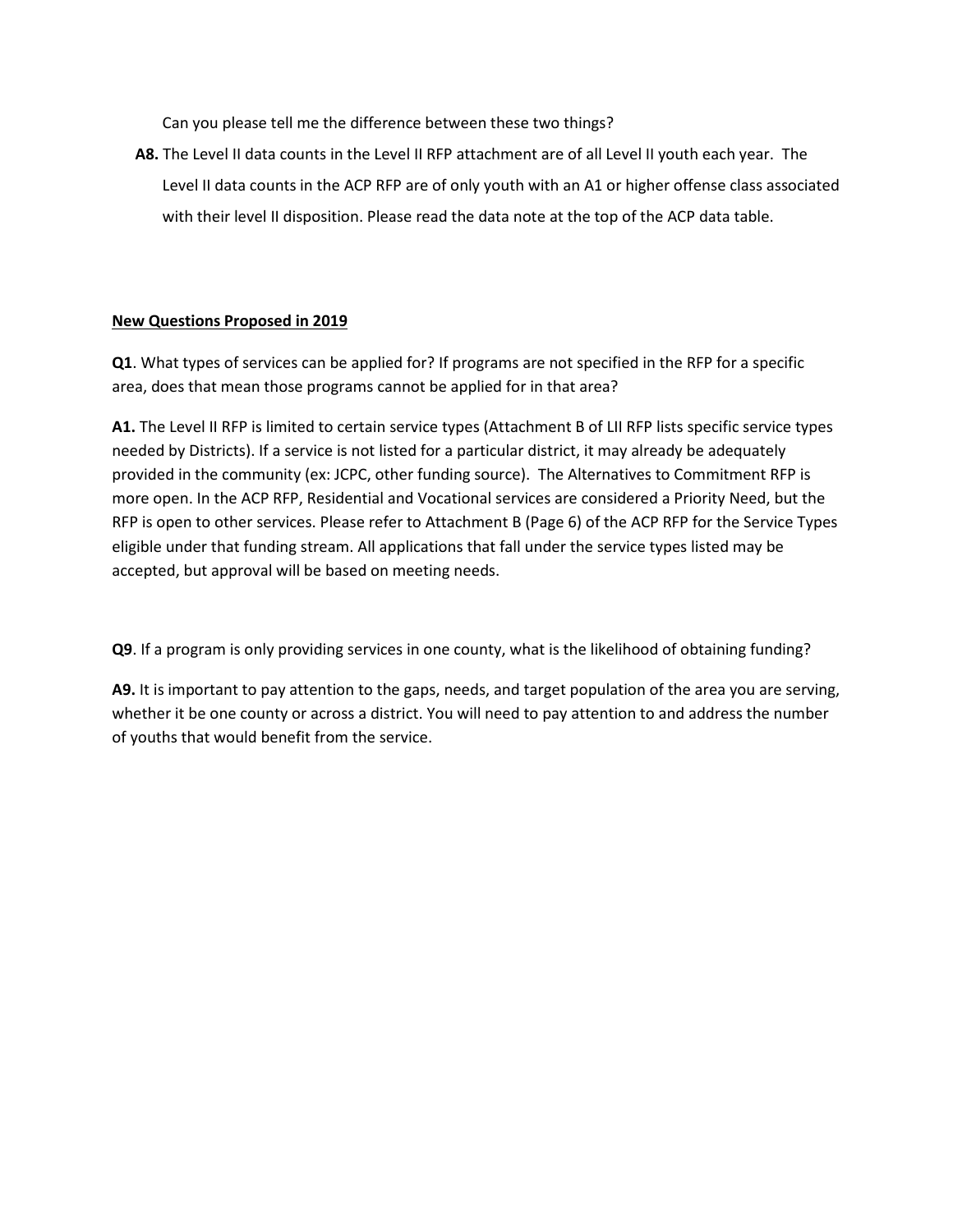Can you please tell me the difference between these two things?

**A8.** The Level II data counts in the Level II RFP attachment are of all Level II youth each year. The Level II data counts in the ACP RFP are of only youth with an A1 or higher offense class associated with their level II disposition. Please read the data note at the top of the ACP data table.

**New Questions Proposed in 2019**

**Q1**. What types of services can be applied for? If programs are not specified in the RFP for a specific area, does that mean those programs cannot be applied for in that area?

**A1.** The Level II RFP is limited to certain service types (Attachment B of LII RFP lists specific service types needed by Districts). If a service is not listed for a particular district, it may already be adequately provided in the community (ex: JCPC, other funding source). The Alternatives to Commitment RFP is more open. In the ACP RFP, Residential and Vocational services are considered a Priority Need, but the RFP is open to other services. Please refer to Attachment B (Page 6) of the ACP RFP for the Service Types eligible under that funding stream. All applications that fall under the service types listed may be accepted, but approval will be based on meeting needs.

**Q9**. If a program is only providing services in one county, what is the likelihood of obtaining funding?

**A9.** It is important to pay attention to the gaps, needs, and target population of the area you are serving, whether it be one county or across a district. You will need to pay attention to and address the number of youths that would benefit from the service.